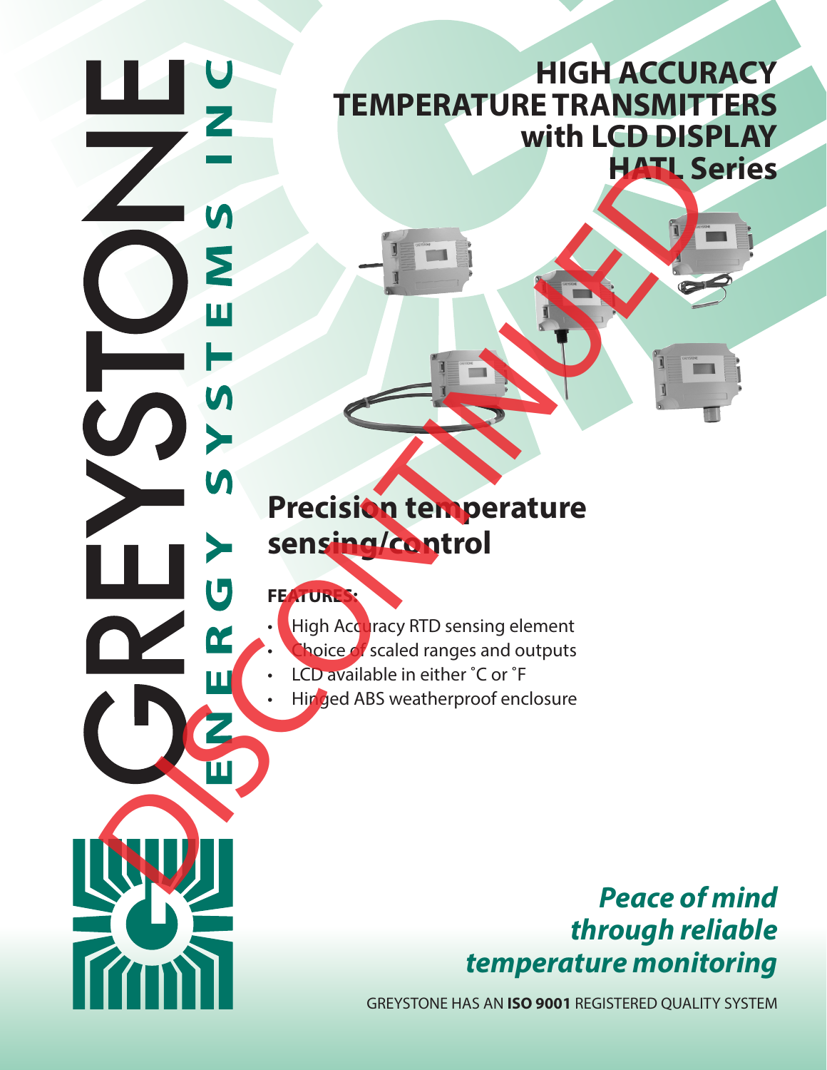GREYSTONE

ENERGY SYSTEMS INC

# HIGH ACCURACY TEMPERATURE TRANSMITTERS with LCD DISPLAY HATL Series

DISCONTINUED

## Precision temperature sensing/control

**FEATURES:**

- High Accuracy RTD sensing element
- Choice of scaled ranges and outputs
- LCD available in either ˚C or ˚F
- Hinged ABS weatherproof enclosure

***Peace of mind through reliable temperature monitoring***

GREYSTONE HAS AN **ISO 9001** REGISTERED QUALITY SYSTEM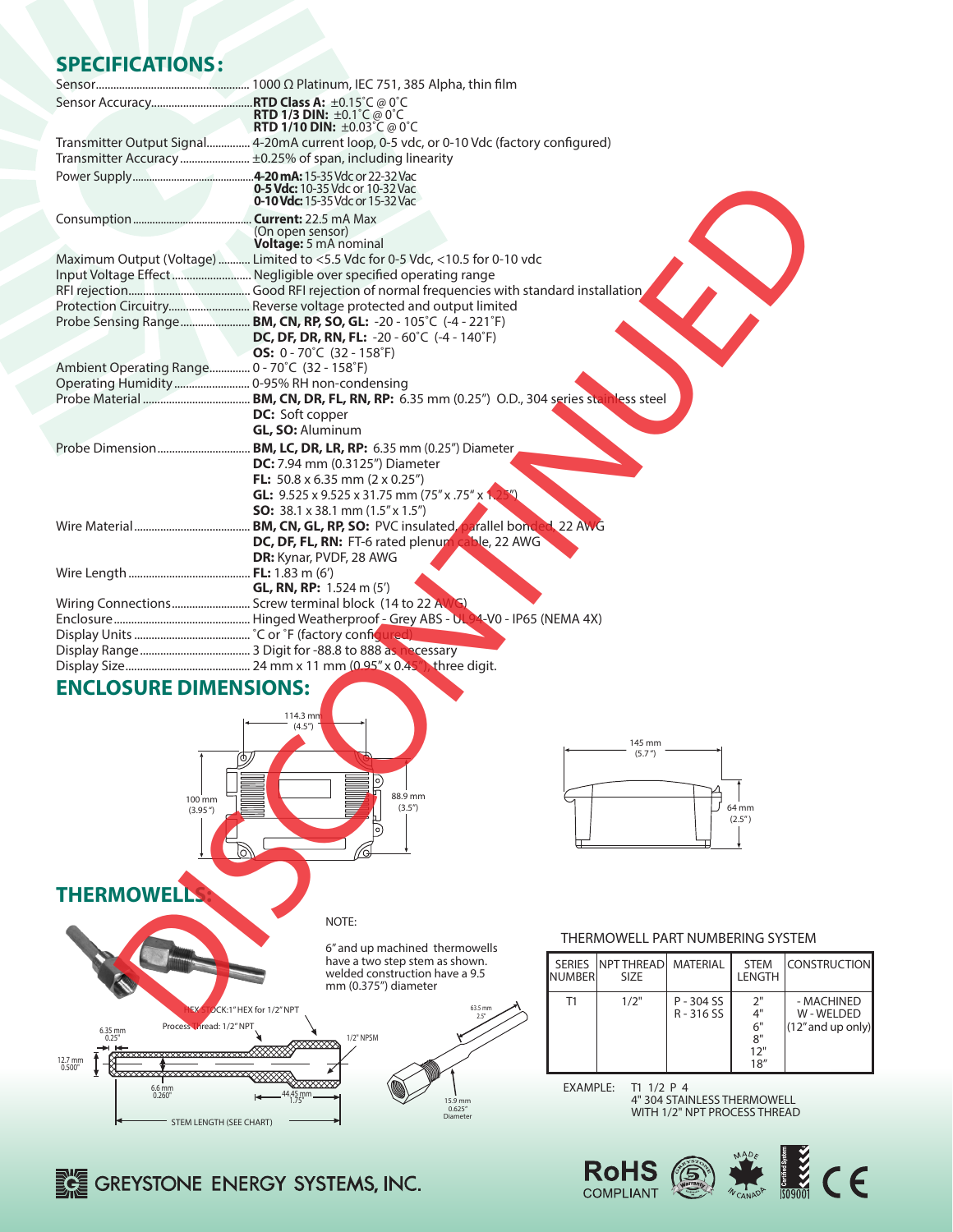## SPECIFICATIONS:

| | |
|---|---|
| Sensor | 1000 Ω Platinum, IEC 751, 385 Alpha, thin film |
| Sensor Accuracy | **RTD Class A:** ±0.15˚C @ 0˚C<br>**RTD 1/3 DIN:** ±0.1˚C @ 0˚C<br>**RTD 1/10 DIN:** ±0.03˚C @ 0˚C |
| Transmitter Output Signal | 4-20mA current loop, 0-5 vdc, or 0-10 Vdc (factory configured) |
| Transmitter Accuracy | ±0.25% of span, including linearity |
| Power Supply | **4-20 mA:** 15-35 Vdc or 22-32 Vac<br>**0-5 Vdc:** 10-35 Vdc or 10-32 Vac<br>**0-10 Vdc:** 15-35 Vdc or 15-32 Vac |
| Consumption | **Current:** 22.5 mA Max (On open sensor)<br>**Voltage:** 5 mA nominal |
| Maximum Output (Voltage) | Limited to <5.5 Vdc for 0-5 Vdc, <10.5 for 0-10 vdc |
| Input Voltage Effect | Negligible over specified operating range |
| RFI rejection | Good RFI rejection of normal frequencies with standard installation |
| Protection Circuitry | Reverse voltage protected and output limited |
| Probe Sensing Range | **BM, CN, RP, SO, GL:** -20 - 105˚C (-4 - 221˚F)<br>**DC, DF, DR, RN, FL:** -20 - 60˚C (-4 - 140˚F)<br>**OS:** 0 - 70˚C (32 - 158˚F) |
| Ambient Operating Range | 0 - 70˚C (32 - 158˚F) |
| Operating Humidity | 0-95% RH non-condensing |
| Probe Material | **BM, CN, DR, FL, RN, RP:** 6.35 mm (0.25") O.D., 304 series stainless steel<br>**DC:** Soft copper<br>**GL, SO:** Aluminum |
| Probe Dimension | **BM, LC, DR, LR, RP:** 6.35 mm (0.25") Diameter<br>**DC:** 7.94 mm (0.3125") Diameter<br>**FL:** 50.8 x 6.35 mm (2 x 0.25")<br>**GL:** 9.525 x 9.525 x 31.75 mm (75" x .75" x 1.25")<br>**SO:** 38.1 x 38.1 mm (1.5" x 1.5") |
| Wire Material | **BM, CN, GL, RP, SO:** PVC insulated, parallel bonded, 22 AWG<br>**DC, DF, FL, RN:** FT-6 rated plenum cable, 22 AWG<br>**DR:** Kynar, PVDF, 28 AWG |
| Wire Length | **FL:** 1.83 m (6')<br>**GL, RN, RP:** 1.524 m (5') |
| Wiring Connections | Screw terminal block (14 to 22 AWG) |
| Enclosure | Hinged Weatherproof - Grey ABS - UL 94-V0 - IP65 (NEMA 4X) |
| Display Units | ˚C or ˚F (factory configured) |
| Display Range | 3 Digit for -88.8 to 888 as necessary |
| Display Size | 24 mm x 11 mm (0.95" x 0.45"), three digit. |

## ENCLOSURE DIMENSIONS:

114.3 mm (4.5")
100 mm (3.95")
88.9 mm (3.5")
145 mm (5.7")
64 mm (2.5")

## THERMOWELLS:

HEX STOCK: 1" HEX for 1/2" NPT
Process Thread: 1/2" NPT
6.35 mm 0.25"
12.7 mm 0.500"
6.6 mm 0.260"
44.45 mm 1.75"
STEM LENGTH (SEE CHART)
1/2" NPSM
63.5 mm 2.5"
15.9 mm 0.625" Diameter

NOTE:

6" and up machined thermowells have a two step stem as shown. welded construction have a 9.5 mm (0.375") diameter

THERMOWELL PART NUMBERING SYSTEM

| SERIES NUMBER | NPT THREAD SIZE | MATERIAL | STEM LENGTH | CONSTRUCTION |
|---|---|---|---|---|
| T1 | 1/2" | P - 304 SS<br>R - 316 SS | 2"<br>4"<br>6"<br>8"<br>12"<br>18" | - MACHINED<br>W - WELDED<br>(12" and up only) |

EXAMPLE: T1 1/2 P 4
4" 304 STAINLESS THERMOWELL
WITH 1/2" NPT PROCESS THREAD

GREYSTONE ENERGY SYSTEMS, INC.

RoHS COMPLIANT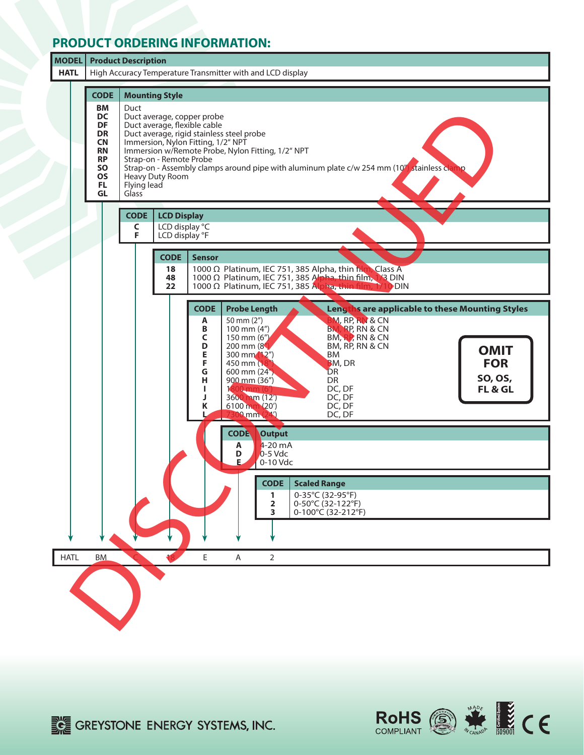## PRODUCT ORDERING INFORMATION:

DISCONTINUED

| MODEL | Product Description |
|---|---|
| HATL | High Accuracy Temperature Transmitter with and LCD display |

| CODE | Mounting Style |
|---|---|
| BM | Duct |
| DC | Duct average, copper probe |
| DF | Duct average, flexible cable |
| DR | Duct average, rigid stainless steel probe |
| CN | Immersion, Nylon Fitting, 1/2" NPT |
| RN | Immersion w/Remote Probe, Nylon Fitting, 1/2" NPT |
| RP | Strap-on - Remote Probe |
| SO | Strap-on - Assembly clamps around pipe with aluminum plate c/w 254 mm (10") stainless clamp |
| OS | Heavy Duty Room |
| FL | Flying lead |
| GL | Glass |

| CODE | LCD Display |
|---|---|
| C | LCD display °C |
| F | LCD display °F |

| CODE | Sensor |
|---|---|
| 18 | 1000 Ω Platinum, IEC 751, 385 Alpha, thin film, Class A |
| 48 | 1000 Ω Platinum, IEC 751, 385 Alpha, thin film, 1/3 DIN |
| 22 | 1000 Ω Platinum, IEC 751, 385 Alpha, thin film, 1/10 DIN |

| CODE | Probe Length | Lengths are applicable to these Mounting Styles |
|---|---|---|
| A | 50 mm (2") | BM, RP, RN & CN |
| B | 100 mm (4") | BM, RP, RN & CN |
| C | 150 mm (6") | BM, RP, RN & CN |
| D | 200 mm (8") | BM, RP, RN & CN |
| E | 300 mm (12") | BM |
| F | 450 mm (18") | BM, DR |
| G | 600 mm (24") | DR |
| H | 900 mm (36") | DR |
| I | 1800 mm (6') | DC, DF |
| J | 3600 mm (12') | DC, DF |
| K | 6100 mm (20') | DC, DF |
| L | 7300 mm (24') | DC, DF |

**OMIT FOR SO, OS, FL & GL**

| CODE | Output |
|---|---|
| A | 4-20 mA |
| D | 0-5 Vdc |
| E | 0-10 Vdc |

| CODE | Scaled Range |
|---|---|
| 1 | 0-35°C (32-95°F) |
| 2 | 0-50°C (32-122°F) |
| 3 | 0-100°C (32-212°F) |

Example: HATL BM C 18 E A 2

GREYSTONE ENERGY SYSTEMS, INC.

RoHS COMPLIANT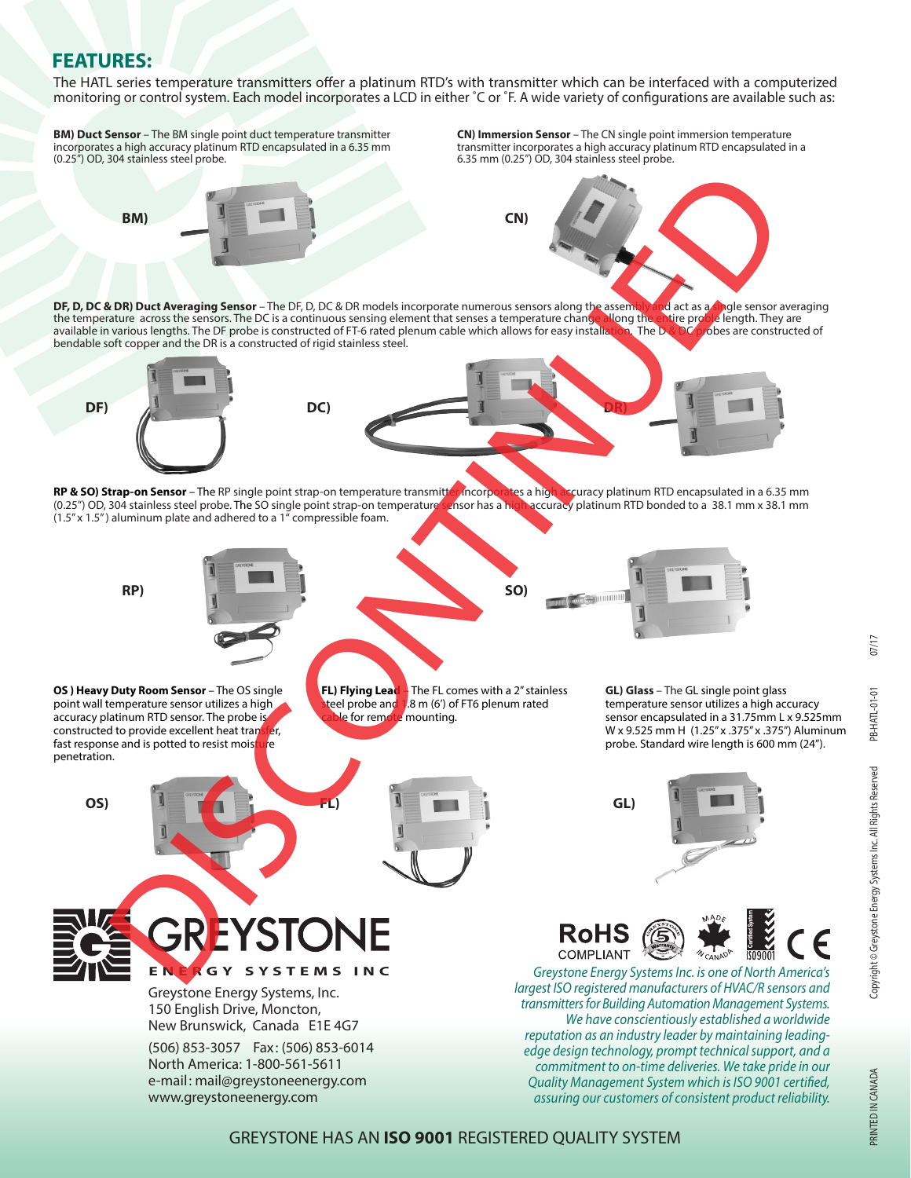## FEATURES:

The HATL series temperature transmitters offer a platinum RTD's with transmitter which can be interfaced with a computerized monitoring or control system. Each model incorporates a LCD in either ˚C or ˚F. A wide variety of configurations are available such as:

**BM) Duct Sensor** – The BM single point duct temperature transmitter incorporates a high accuracy platinum RTD encapsulated in a 6.35 mm (0.25") OD, 304 stainless steel probe.

**CN) Immersion Sensor** – The CN single point immersion temperature transmitter incorporates a high accuracy platinum RTD encapsulated in a 6.35 mm (0.25") OD, 304 stainless steel probe.

BM)

CN)

**DF, D, DC & DR) Duct Averaging Sensor** – The DF, D, DC & DR models incorporate numerous sensors along the assembly and act as a single sensor averaging the temperature across the sensors. The DC is a continuous sensing element that senses a temperature change along the entire probe length. They are available in various lengths. The DF probe is constructed of FT-6 rated plenum cable which allows for easy installation. The D & DC probes are constructed of bendable soft copper and the DR is a constructed of rigid stainless steel.

DF)

DC)

DR)

**RP & SO) Strap-on Sensor** – The RP single point strap-on temperature transmitter incorporates a high accuracy platinum RTD encapsulated in a 6.35 mm (0.25") OD, 304 stainless steel probe. The SO single point strap-on temperature sensor has a high accuracy platinum RTD bonded to a 38.1 mm x 38.1 mm (1.5" x 1.5") aluminum plate and adhered to a 1" compressible foam.

RP)

SO)

**OS ) Heavy Duty Room Sensor** – The OS single point wall temperature sensor utilizes a high accuracy platinum RTD sensor. The probe is constructed to provide excellent heat transfer, fast response and is potted to resist moisture penetration.

**FL) Flying Lead** – The FL comes with a 2" stainless steel probe and 1.8 m (6') of FT6 plenum rated cable for remote mounting.

**GL) Glass** – The GL single point glass temperature sensor utilizes a high accuracy sensor encapsulated in a 31.75mm L x 9.525mm W x 9.525 mm H (1.25" x .375" x .375") Aluminum probe. Standard wire length is 600 mm (24").

OS)

FL)

GL)

DISCONTINUED

**GREYSTONE**
ENERGY SYSTEMS INC

Greystone Energy Systems, Inc.
150 English Drive, Moncton,
New Brunswick, Canada E1E 4G7

(506) 853-3057 Fax: (506) 853-6014
North America: 1-800-561-5611
e-mail: mail@greystoneenergy.com
www.greystoneenergy.com

RoHS COMPLIANT · MADE IN CANADA · ISO9001 · CE

*Greystone Energy Systems Inc. is one of North America's largest ISO registered manufacturers of HVAC/R sensors and transmitters for Building Automation Management Systems. We have conscientiously established a worldwide reputation as an industry leader by maintaining leading-edge design technology, prompt technical support, and a commitment to on-time deliveries. We take pride in our Quality Management System which is ISO 9001 certified, assuring our customers of consistent product reliability.*

GREYSTONE HAS AN **ISO 9001** REGISTERED QUALITY SYSTEM

PRINTED IN CANADA Copyright © Greystone Energy Systems Inc. All Rights Reserved PB-HATL-01-01 07/17